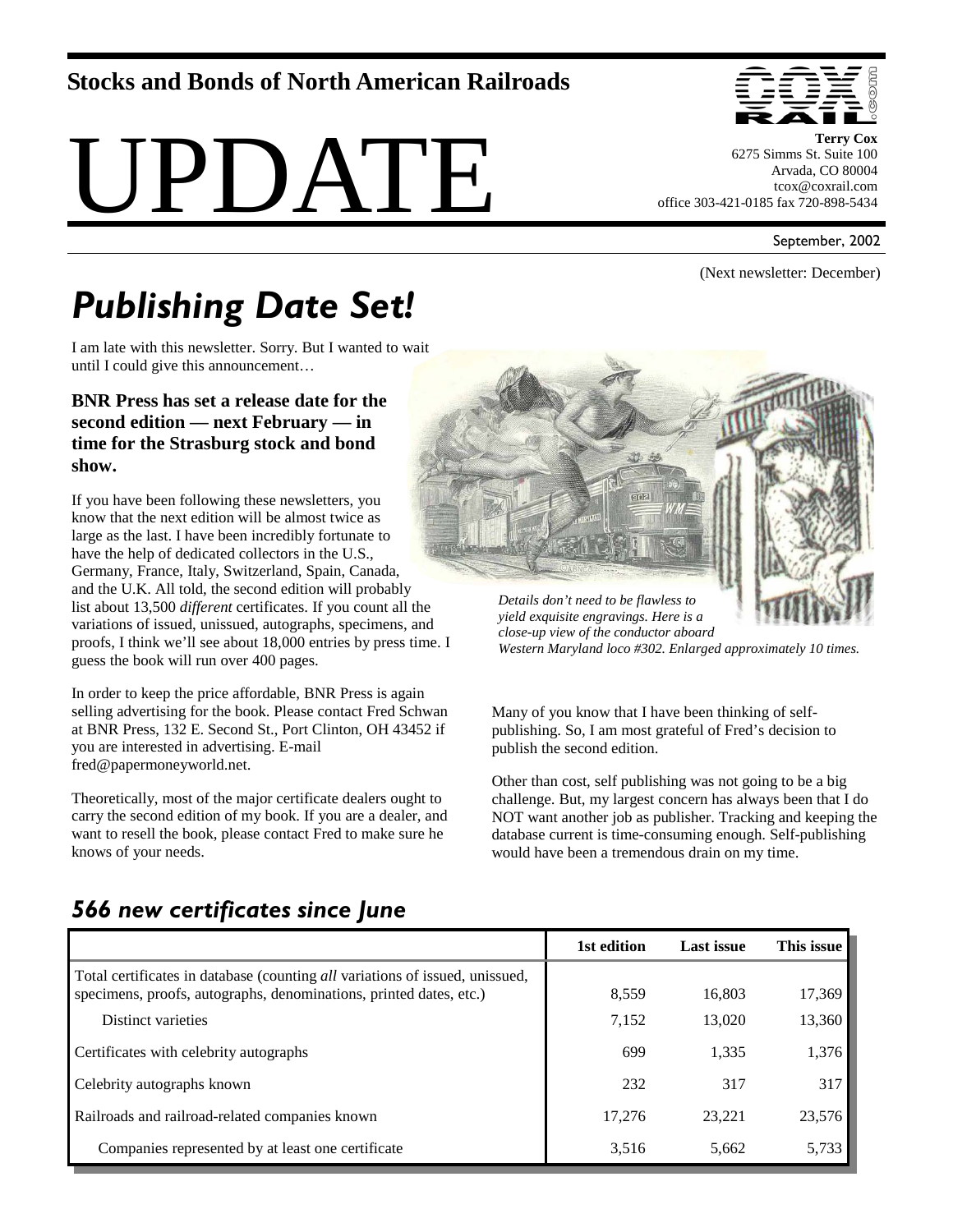**Stocks and Bonds of North American Railroads**

# UPDATE

**Terry Cox**
6275 Simms St. Suite 100
Arvada, CO 80004
tcox@coxrail.com
office 303-421-0185 fax 720-898-5434

September, 2002

(Next newsletter: December)

## *Publishing Date Set!*

I am late with this newsletter. Sorry. But I wanted to wait until I could give this announcement…

**BNR Press has set a release date for the second edition — next February — in time for the Strasburg stock and bond show.**

If you have been following these newsletters, you know that the next edition will be almost twice as large as the last. I have been incredibly fortunate to have the help of dedicated collectors in the U.S., Germany, France, Italy, Switzerland, Spain, Canada, and the U.K. All told, the second edition will probably list about 13,500 *different* certificates. If you count all the variations of issued, unissued, autographs, specimens, and proofs, I think we'll see about 18,000 entries by press time. I guess the book will run over 400 pages.

In order to keep the price affordable, BNR Press is again selling advertising for the book. Please contact Fred Schwan at BNR Press, 132 E. Second St., Port Clinton, OH 43452 if you are interested in advertising. E-mail fred@papermoneyworld.net.

Theoretically, most of the major certificate dealers ought to carry the second edition of my book. If you are a dealer, and want to resell the book, please contact Fred to make sure he knows of your needs.

*Details don't need to be flawless to yield exquisite engravings. Here is a close-up view of the conductor aboard Western Maryland loco #302. Enlarged approximately 10 times.*

Many of you know that I have been thinking of self-publishing. So, I am most grateful of Fred's decision to publish the second edition.

Other than cost, self publishing was not going to be a big challenge. But, my largest concern has always been that I do NOT want another job as publisher. Tracking and keeping the database current is time-consuming enough. Self-publishing would have been a tremendous drain on my time.

## *566 new certificates since June*

| | 1st edition | Last issue | This issue |
|---|---|---|---|
| Total certificates in database (counting *all* variations of issued, unissued, specimens, proofs, autographs, denominations, printed dates, etc.) | 8,559 | 16,803 | 17,369 |
| Distinct varieties | 7,152 | 13,020 | 13,360 |
| Certificates with celebrity autographs | 699 | 1,335 | 1,376 |
| Celebrity autographs known | 232 | 317 | 317 |
| Railroads and railroad-related companies known | 17,276 | 23,221 | 23,576 |
| Companies represented by at least one certificate | 3,516 | 5,662 | 5,733 |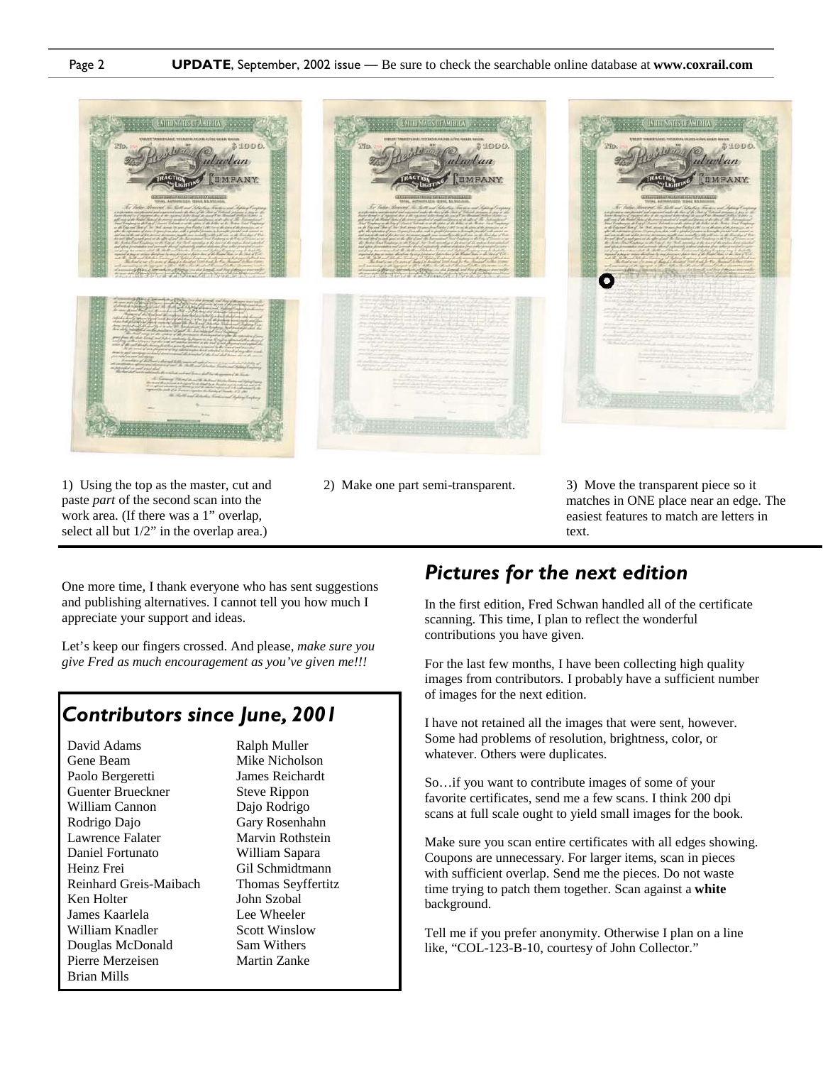1) Using the top as the master, cut and paste *part* of the second scan into the work area. (If there was a 1" overlap, select all but 1/2" in the overlap area.)

2) Make one part semi-transparent.

3) Move the transparent piece so it matches in ONE place near an edge. The easiest features to match are letters in text.

One more time, I thank everyone who has sent suggestions and publishing alternatives. I cannot tell you how much I appreciate your support and ideas.

Let's keep our fingers crossed. And please, *make sure you give Fred as much encouragement as you've given me!!!*

## Contributors since June, 2001

- David Adams
- Gene Beam
- Paolo Bergeretti
- Guenter Brueckner
- William Cannon
- Rodrigo Dajo
- Lawrence Falater
- Daniel Fortunato
- Heinz Frei
- Reinhard Greis-Maibach
- Ken Holter
- James Kaarlela
- William Knadler
- Douglas McDonald
- Pierre Merzeisen
- Brian Mills
- Ralph Muller
- Mike Nicholson
- James Reichardt
- Steve Rippon
- Dajo Rodrigo
- Gary Rosenhahn
- Marvin Rothstein
- William Sapara
- Gil Schmidtmann
- Thomas Seyffertitz
- John Szobal
- Lee Wheeler
- Scott Winslow
- Sam Withers
- Martin Zanke

## Pictures for the next edition

In the first edition, Fred Schwan handled all of the certificate scanning. This time, I plan to reflect the wonderful contributions you have given.

For the last few months, I have been collecting high quality images from contributors. I probably have a sufficient number of images for the next edition.

I have not retained all the images that were sent, however. Some had problems of resolution, brightness, color, or whatever. Others were duplicates.

So…if you want to contribute images of some of your favorite certificates, send me a few scans. I think 200 dpi scans at full scale ought to yield small images for the book.

Make sure you scan entire certificates with all edges showing. Coupons are unnecessary. For larger items, scan in pieces with sufficient overlap. Send me the pieces. Do not waste time trying to patch them together. Scan against a **white** background.

Tell me if you prefer anonymity. Otherwise I plan on a line like, "COL-123-B-10, courtesy of John Collector."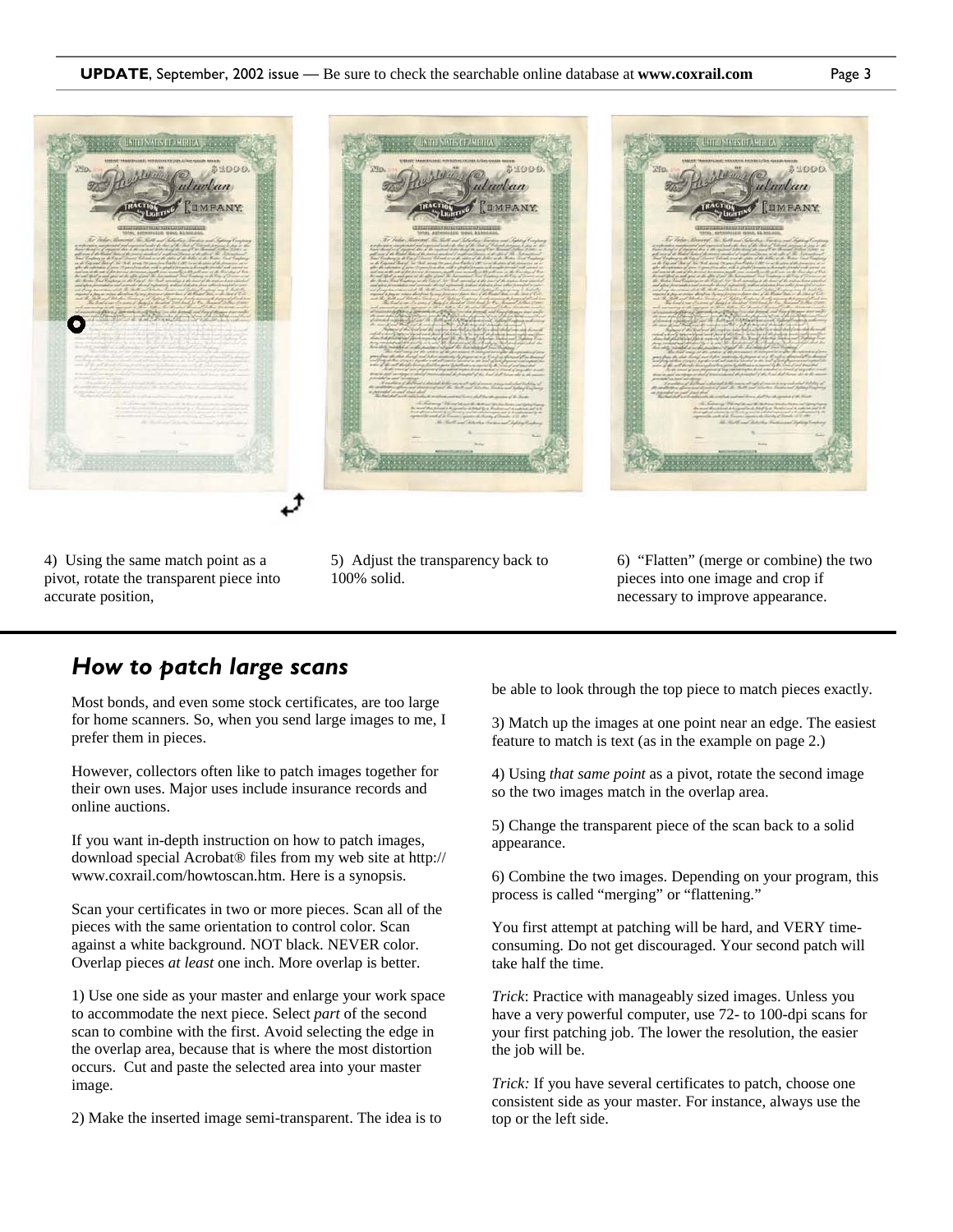4) Using the same match point as a pivot, rotate the transparent piece into accurate position,

5) Adjust the transparency back to 100% solid.

6) "Flatten" (merge or combine) the two pieces into one image and crop if necessary to improve appearance.

## *How to patch large scans*

Most bonds, and even some stock certificates, are too large for home scanners. So, when you send large images to me, I prefer them in pieces.

However, collectors often like to patch images together for their own uses. Major uses include insurance records and online auctions.

If you want in-depth instruction on how to patch images, download special Acrobat® files from my web site at http://www.coxrail.com/howtoscan.htm. Here is a synopsis.

Scan your certificates in two or more pieces. Scan all of the pieces with the same orientation to control color. Scan against a white background. NOT black. NEVER color. Overlap pieces *at least* one inch. More overlap is better.

1) Use one side as your master and enlarge your work space to accommodate the next piece. Select *part* of the second scan to combine with the first. Avoid selecting the edge in the overlap area, because that is where the most distortion occurs. Cut and paste the selected area into your master image.

2) Make the inserted image semi-transparent. The idea is to be able to look through the top piece to match pieces exactly.

3) Match up the images at one point near an edge. The easiest feature to match is text (as in the example on page 2.)

4) Using *that same point* as a pivot, rotate the second image so the two images match in the overlap area.

5) Change the transparent piece of the scan back to a solid appearance.

6) Combine the two images. Depending on your program, this process is called "merging" or "flattening."

You first attempt at patching will be hard, and VERY time-consuming. Do not get discouraged. Your second patch will take half the time.

*Trick*: Practice with manageably sized images. Unless you have a very powerful computer, use 72- to 100-dpi scans for your first patching job. The lower the resolution, the easier the job will be.

*Trick:* If you have several certificates to patch, choose one consistent side as your master. For instance, always use the top or the left side.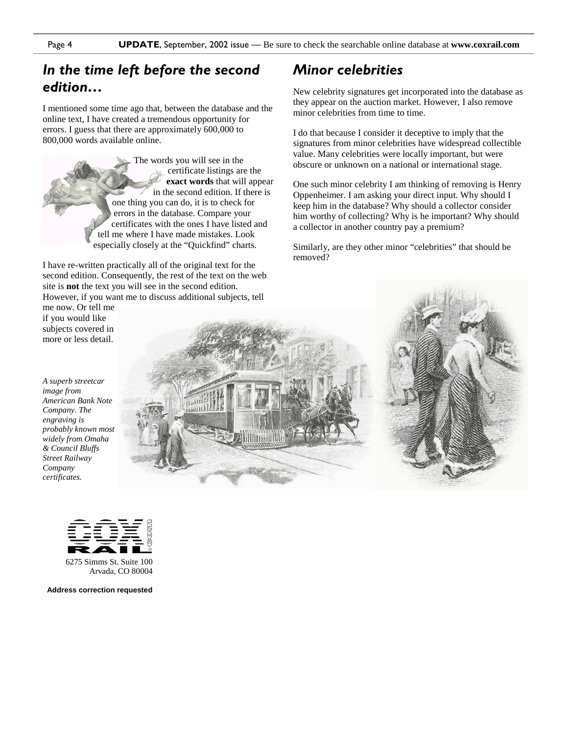## *In the time left before the second edition…*

I mentioned some time ago that, between the database and the online text, I have created a tremendous opportunity for errors. I guess that there are approximately 600,000 to 800,000 words available online.

The words you will see in the certificate listings are the **exact words** that will appear in the second edition. If there is one thing you can do, it is to check for errors in the database. Compare your certificates with the ones I have listed and tell me where I have made mistakes. Look especially closely at the "Quickfind" charts.

I have re-written practically all of the original text for the second edition. Consequently, the rest of the text on the web site is **not** the text you will see in the second edition. However, if you want me to discuss additional subjects, tell me now. Or tell me if you would like subjects covered in more or less detail.

*A superb streetcar image from American Bank Note Company. The engraving is probably known most widely from Omaha & Council Bluffs Street Railway Company certificates.*

## *Minor celebrities*

New celebrity signatures get incorporated into the database as they appear on the auction market. However, I also remove minor celebrities from time to time.

I do that because I consider it deceptive to imply that the signatures from minor celebrities have widespread collectible value. Many celebrities were locally important, but were obscure or unknown on a national or international stage.

One such minor celebrity I am thinking of removing is Henry Oppenheimer. I am asking your direct input. Why should I keep him in the database? Why should a collector consider him worthy of collecting? Why is he important? Why should a collector in another country pay a premium?

Similarly, are they other minor "celebrities" that should be removed?

COX RAIL .com

6275 Simms St. Suite 100
Arvada, CO 80004

**Address correction requested**